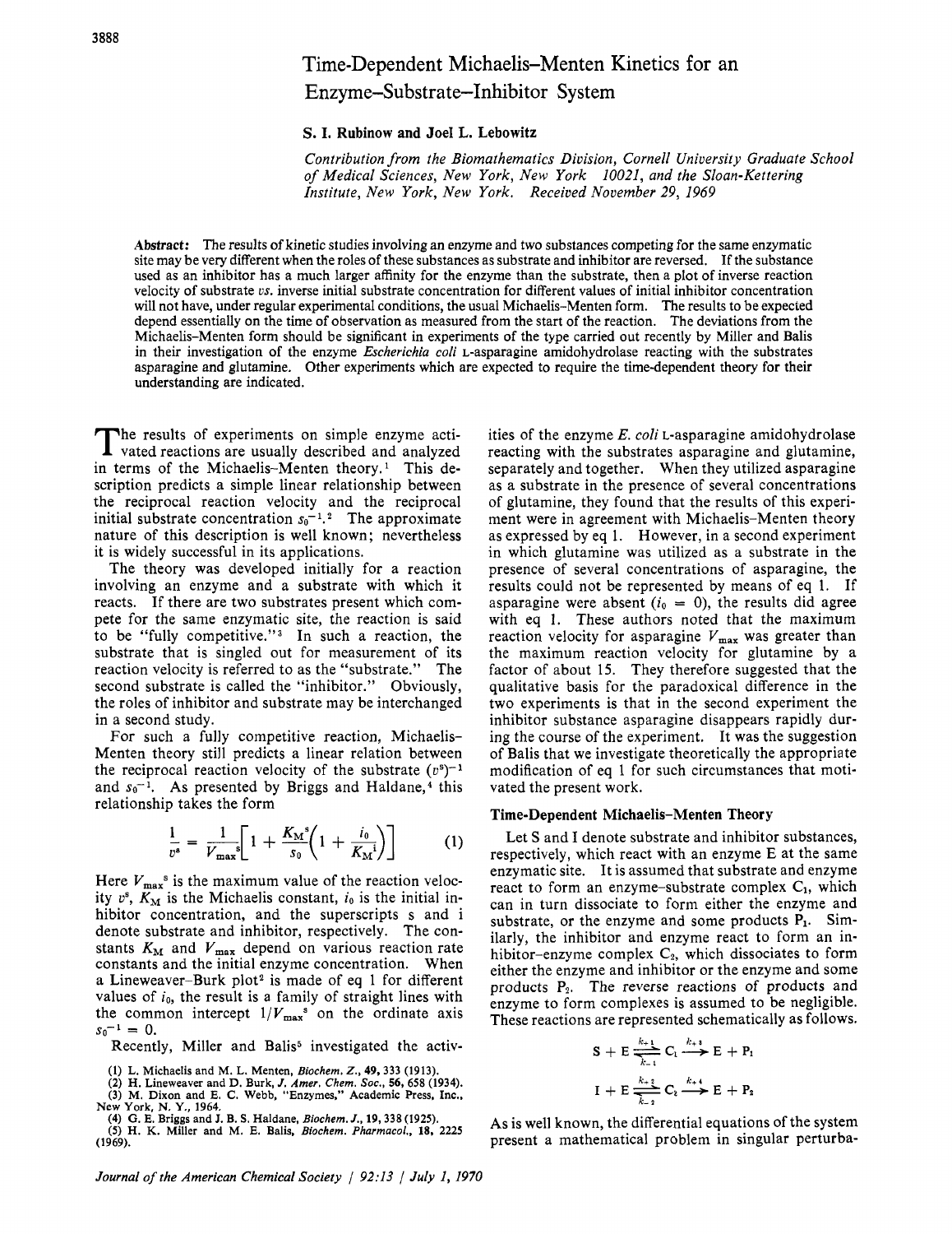# Time-Dependent Michaelis–Menten Kinetics for an Enzyme–Substrate–Inhibitor System

**S. I. Rubinow and Joel L. Lebowitz**

*Contribution from the Biomathematics Division, Cornell University Graduate School of Medical Sciences, New York, New York 10021, and the Sloan-Kettering Institute, New York, New York. Received November 29, 1969*

**Abstract:** The results of kinetic studies involving an enzyme and two substances competing for the same enzymatic site may be very different when the roles of these substances as substrate and inhibitor are reversed. If the substance used as an inhibitor has a much larger affinity for the enzyme than the substrate, then a plot of inverse reaction velocity of substrate *vs.* inverse initial substrate concentration for different values of initial inhibitor concentration will not have, under regular experimental conditions, the usual Michaelis–Menten form. The results to be expected depend essentially on the time of observation as measured from the start of the reaction. The deviations from the Michaelis–Menten form should be significant in experiments of the type carried out recently by Miller and Balis in their investigation of the enzyme *Escherichia coli* L-asparagine amidohydrolase reacting with the substrates asparagine and glutamine. Other experiments which are expected to require the time-dependent theory for their understanding are indicated.

The results of experiments on simple enzyme activated reactions are usually described and analyzed in terms of the Michaelis–Menten theory.[1] This description predicts a simple linear relationship between the reciprocal reaction velocity and the reciprocal initial substrate concentration $s_0^{-1}$.[2] The approximate nature of this description is well known; nevertheless it is widely successful in its applications.

The theory was developed initially for a reaction involving an enzyme and a substrate with which it reacts. If there are two substrates present which compete for the same enzymatic site, the reaction is said to be "fully competitive."[3] In such a reaction, the substrate that is singled out for measurement of its reaction velocity is referred to as the "substrate." The second substrate is called the "inhibitor." Obviously, the roles of inhibitor and substrate may be interchanged in a second study.

For such a fully competitive reaction, Michaelis–Menten theory still predicts a linear relation between the reciprocal reaction velocity of the substrate $(v^s)^{-1}$ and $s_0^{-1}$. As presented by Briggs and Haldane,[4] this relationship takes the form

$$\frac{1}{v^s} = \frac{1}{V_{max}^s}\left[1 + \frac{K_M^s}{s_0}\left(1 + \frac{i_0}{K_M^i}\right)\right] \tag{1}$$

Here $V_{max}^s$ is the maximum value of the reaction velocity $v^s$, $K_M$ is the Michaelis constant, $i_0$ is the initial inhibitor concentration, and the superscripts s and i denote substrate and inhibitor, respectively. The constants $K_M$ and $V_{max}$ depend on various reaction rate constants and the initial enzyme concentration. When a Lineweaver–Burk plot[2] is made of eq 1 for different values of $i_0$, the result is a family of straight lines with the common intercept $1/V_{max}^s$ on the ordinate axis $s_0^{-1} = 0$.

Recently, Miller and Balis[5] investigated the activities of the enzyme *E. coli* L-asparagine amidohydrolase reacting with the substrates asparagine and glutamine, separately and together. When they utilized asparagine as a substrate in the presence of several concentrations of glutamine, they found that the results of this experiment were in agreement with Michaelis–Menten theory as expressed by eq 1. However, in a second experiment in which glutamine was utilized as a substrate in the presence of several concentrations of asparagine, the results could not be represented by means of eq 1. If asparagine were absent ($i_0 = 0$), the results did agree with eq 1. These authors noted that the maximum reaction velocity for asparagine $V_{max}$ was greater than the maximum reaction velocity for glutamine by a factor of about 15. They therefore suggested that the qualitative basis for the paradoxical difference in the two experiments is that in the second experiment the inhibitor substance asparagine disappears rapidly during the course of the experiment. It was the suggestion of Balis that we investigate theoretically the appropriate modification of eq 1 for such circumstances that motivated the present work.

## Time-Dependent Michaelis–Menten Theory

Let S and I denote substrate and inhibitor substances, respectively, which react with an enzyme E at the same enzymatic site. It is assumed that substrate and enzyme react to form an enzyme–substrate complex $C_1$, which can in turn dissociate to form either the enzyme and substrate, or the enzyme and some products $P_1$. Similarly, the inhibitor and enzyme react to form an inhibitor–enzyme complex $C_2$, which dissociates to form either the enzyme and inhibitor or the enzyme and some products $P_2$. The reverse reactions of products and enzyme to form complexes is assumed to be negligible. These reactions are represented schematically as follows.

$$\mathrm{S} + \mathrm{E} \underset{k_{-1}}{\overset{k_{+1}}{\rightleftharpoons}} \mathrm{C_1} \overset{k_{+3}}{\longrightarrow} \mathrm{E} + \mathrm{P_1}$$

$$\mathrm{I} + \mathrm{E} \underset{k_{-2}}{\overset{k_{+2}}{\rightleftharpoons}} \mathrm{C_2} \overset{k_{+4}}{\longrightarrow} \mathrm{E} + \mathrm{P_2}$$

As is well known, the differential equations of the system present a mathematical problem in singular perturba-

---

(1) L. Michaelis and M. L. Menten, *Biochem. Z.*, **49**, 333 (1913).
(2) H. Lineweaver and D. Burk, *J. Amer. Chem. Soc.*, **56**, 658 (1934).
(3) M. Dixon and E. C. Webb, "Enzymes," Academic Press, Inc., New York, N. Y., 1964.
(4) G. E. Briggs and J. B. S. Haldane, *Biochem. J.*, **19**, 338 (1925).
(5) H. K. Miller and M. E. Balis, *Biochem. Pharmacol.*, **18**, 2225 (1969).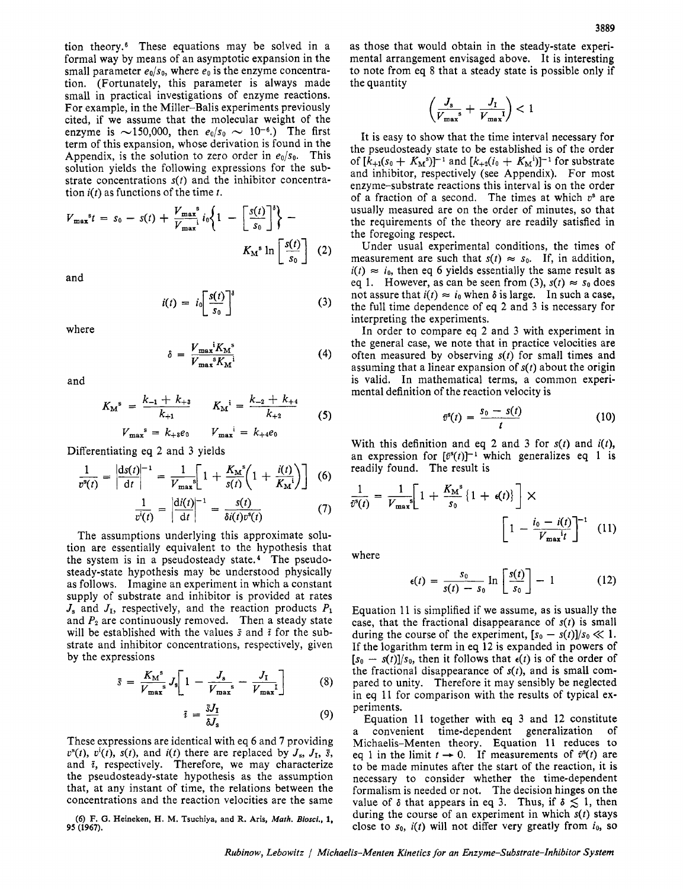tion theory.[6] These equations may be solved in a formal way by means of an asymptotic expansion in the small parameter $e_0/s_0$, where $e_0$ is the enzyme concentration. (Fortunately, this parameter is always made small in practical investigations of enzyme reactions. For example, in the Miller–Balis experiments previously cited, if we assume that the molecular weight of the enzyme is $\sim$150,000, then $e_0/s_0 \sim 10^{-6}$.) The first term of this expansion, whose derivation is found in the Appendix, is the solution to zero order in $e_0/s_0$. This solution yields the following expressions for the substrate concentrations $s(t)$ and the inhibitor concentration $i(t)$ as functions of the time $t$.

$$V_{\max}{}^{s}t = s_0 - s(t) + \frac{V_{\max}{}^{s}}{V_{\max}{}^{i}} i_0\left\{1 - \left[\frac{s(t)}{s_0}\right]^{\delta}\right\} - K_M{}^{s} \ln\left[\frac{s(t)}{s_0}\right] \quad (2)$$

and

$$i(t) = i_0\left[\frac{s(t)}{s_0}\right]^{\delta} \quad (3)$$

where

$$\delta = \frac{V_{\max}{}^{i}K_M{}^{s}}{V_{\max}{}^{s}K_M{}^{i}} \quad (4)$$

and

$$K_M{}^{s} = \frac{k_{-1} + k_{+3}}{k_{+1}} \qquad K_M{}^{i} = \frac{k_{-2} + k_{+4}}{k_{+2}} \quad (5)$$

$$V_{\max}{}^{s} = k_{+3}e_0 \qquad V_{\max}{}^{i} = k_{+4}e_0$$

Differentiating eq 2 and 3 yields

$$\frac{1}{v^s(t)} = \left|\frac{ds(t)}{dt}\right|^{-1} = \frac{1}{V_{\max}{}^{s}}\left[1 + \frac{K_M{}^{s}}{s(t)}\left(1 + \frac{i(t)}{K_M{}^{i}}\right)\right] \quad (6)$$

$$\frac{1}{v^i(t)} = \left|\frac{di(t)}{dt}\right|^{-1} = \frac{s(t)}{\delta i(t) v^s(t)} \quad (7)$$

The assumptions underlying this approximate solution are essentially equivalent to the hypothesis that the system is in a pseudosteady state.[4] The pseudosteady-state hypothesis may be understood physically as follows. Imagine an experiment in which a constant supply of substrate and inhibitor is provided at rates $J_s$ and $J_I$, respectively, and the reaction products $P_1$ and $P_2$ are continuously removed. Then a steady state will be established with the values $\bar{s}$ and $\bar{i}$ for the substrate and inhibitor concentrations, respectively, given by the expressions

$$\bar{s} = \frac{K_M{}^{s}}{V_{\max}{}^{s}} J_s\left[1 - \frac{J_s}{V_{\max}{}^{s}} - \frac{J_I}{V_{\max}{}^{I}}\right] \quad (8)$$

$$\bar{i} = \frac{\bar{s}J_I}{\delta J_s} \quad (9)$$

These expressions are identical with eq 6 and 7 providing $v^s(t)$, $v^i(t)$, $s(t)$, and $i(t)$ there are replaced by $J_s$, $J_I$, $\bar{s}$, and $\bar{i}$, respectively. Therefore, we may characterize the pseudosteady-state hypothesis as the assumption that, at any instant of time, the relations between the concentrations and the reaction velocities are the same as those that would obtain in the steady-state experimental arrangement envisaged above. It is interesting to note from eq 8 that a steady state is possible only if the quantity

$$\left(\frac{J_s}{V_{\max}{}^{s}} + \frac{J_I}{V_{\max}{}^{I}}\right) < 1$$

It is easy to show that the time interval necessary for the pseudosteady state to be established is of the order of $[k_{+1}(s_0 + K_M{}^{s})]^{-1}$ and $[k_{+2}(i_0 + K_M{}^{i})]^{-1}$ for substrate and inhibitor, respectively (see Appendix). For most enzyme–substrate reactions this interval is on the order of a fraction of a second. The times at which $v^s$ are usually measured are on the order of minutes, so that the requirements of the theory are readily satisfied in the foregoing respect.

Under usual experimental conditions, the times of measurement are such that $s(t) \approx s_0$. If, in addition, $i(t) \approx i_0$, then eq 6 yields essentially the same result as eq 1. However, as can be seen from (3), $s(t) \approx s_0$ does not assure that $i(t) \approx i_0$ when $\delta$ is large. In such a case, the full time dependence of eq 2 and 3 is necessary for interpreting the experiments.

In order to compare eq 2 and 3 with experiment in the general case, we note that in practice velocities are often measured by observing $s(t)$ for small times and assuming that a linear expansion of $s(t)$ about the origin is valid. In mathematical terms, a common experimental definition of the reaction velocity is

$$\bar{v}^s(t) = \frac{s_0 - s(t)}{t} \quad (10)$$

With this definition and eq 2 and 3 for $s(t)$ and $i(t)$, an expression for $[\bar{v}^s(t)]^{-1}$ which generalizes eq 1 is readily found. The result is

$$\frac{1}{\bar{v}^s(t)} = \frac{1}{V_{\max}{}^{s}}\left[1 + \frac{K_M{}^{s}}{s_0}\{1 + \epsilon(t)\}\right] \times \left[1 - \frac{i_0 - i(t)}{V_{\max}{}^{i}t}\right]^{-1} \quad (11)$$

where

$$\epsilon(t) = \frac{s_0}{s(t) - s_0} \ln\left[\frac{s(t)}{s_0}\right] - 1 \quad (12)$$

Equation 11 is simplified if we assume, as is usually the case, that the fractional disappearance of $s(t)$ is small during the course of the experiment, $[s_0 - s(t)]/s_0 \ll 1$. If the logarithm term in eq 12 is expanded in powers of $[s_0 - s(t)]/s_0$, then it follows that $\epsilon(t)$ is of the order of the fractional disappearance of $s(t)$, and is small compared to unity. Therefore it may sensibly be neglected in eq 11 for comparison with the results of typical experiments.

Equation 11 together with eq 3 and 12 constitute a convenient time-dependent generalization of Michaelis–Menten theory. Equation 11 reduces to eq 1 in the limit $t \to 0$. If measurements of $\bar{v}^s(t)$ are to be made minutes after the start of the reaction, it is necessary to consider whether the time-dependent formalism is needed or not. The decision hinges on the value of $\delta$ that appears in eq 3. Thus, if $\delta \lesssim 1$, then during the course of an experiment in which $s(t)$ stays close to $s_0$, $i(t)$ will not differ very greatly from $i_0$, so

(6) F. G. Heineken, H. M. Tsuchiya, and R. Aris, *Math. Biosci.*, 1, 95 (1967).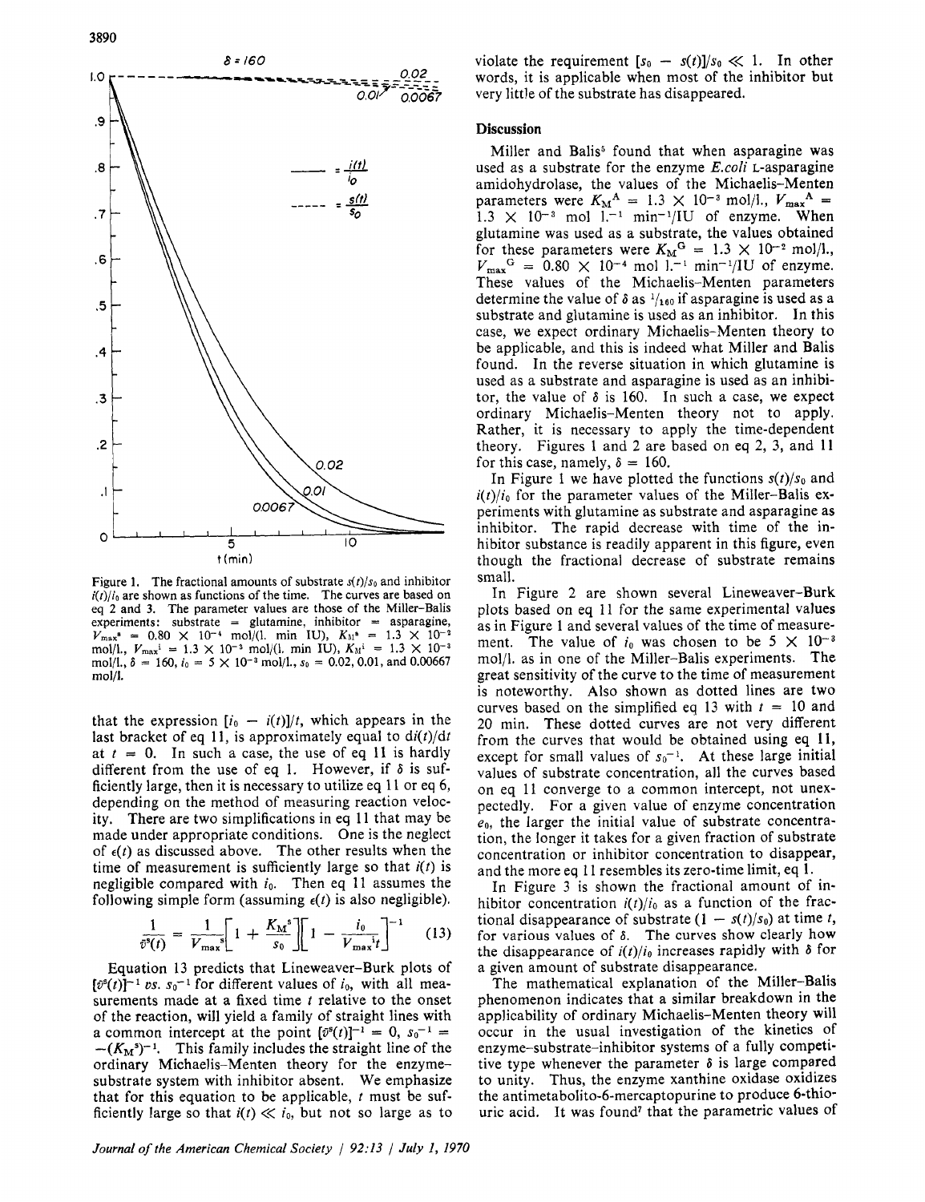Figure 1. The fractional amounts of substrate $s(t)/s_0$ and inhibitor $i(t)/i_0$ are shown as functions of the time. The curves are based on eq 2 and 3. The parameter values are those of the Miller-Balis experiments: substrate = glutamine, inhibitor = asparagine, $V_{max}^s = 0.80 \times 10^{-4}$ mol/(l. min IU), $K_M^s = 1.3 \times 10^{-2}$ mol/l., $V_{max}^i = 1.3 \times 10^{-3}$ mol/(l. min IU), $K_M^i = 1.3 \times 10^{-3}$ mol/l., $\delta = 160$, $i_0 = 5 \times 10^{-3}$ mol/l., $s_0 = 0.02, 0.01$, and $0.00667$ mol/l.

that the expression $[i_0 - i(t)]/t$, which appears in the last bracket of eq 11, is approximately equal to $di(t)/dt$ at $t = 0$. In such a case, the use of eq 11 is hardly different from the use of eq 1. However, if $\delta$ is sufficiently large, then it is necessary to utilize eq 11 or eq 6, depending on the method of measuring reaction velocity. There are two simplifications in eq 11 that may be made under appropriate conditions. One is the neglect of $\epsilon(t)$ as discussed above. The other results when the time of measurement is sufficiently large so that $i(t)$ is negligible compared with $i_0$. Then eq 11 assumes the following simple form (assuming $\epsilon(t)$ is also negligible).

$$\frac{1}{\bar{v}^s(t)} = \frac{1}{V_{max}^s}\left[1 + \frac{K_M^s}{s_0}\right]\left[1 - \frac{i_0}{V_{max}^i t}\right]^{-1} \quad (13)$$

Equation 13 predicts that Lineweaver-Burk plots of $[\bar{v}^s(t)]^{-1}$ *vs.* $s_0^{-1}$ for different values of $i_0$, with all measurements made at a fixed time $t$ relative to the onset of the reaction, will yield a family of straight lines with a common intercept at the point $[\bar{v}^s(t)]^{-1} = 0$, $s_0^{-1} = -(K_M^s)^{-1}$. This family includes the straight line of the ordinary Michaelis-Menten theory for the enzyme-substrate system with inhibitor absent. We emphasize that for this equation to be applicable, $t$ must be sufficiently large so that $i(t) \ll i_0$, but not so large as to violate the requirement $[s_0 - s(t)]/s_0 \ll 1$. In other words, it is applicable when most of the inhibitor but very little of the substrate has disappeared.

## Discussion

Miller and Balis[5] found that when asparagine was used as a substrate for the enzyme *E.coli* L-asparagine amidohydrolase, the values of the Michaelis-Menten parameters were $K_M^A = 1.3 \times 10^{-3}$ mol/l., $V_{max}^A = 1.3 \times 10^{-3}$ mol l.$^{-1}$ min$^{-1}$/IU of enzyme. When glutamine was used as a substrate, the values obtained for these parameters were $K_M^G = 1.3 \times 10^{-2}$ mol/l., $V_{max}^G = 0.80 \times 10^{-4}$ mol l.$^{-1}$ min$^{-1}$/IU of enzyme. These values of the Michaelis-Menten parameters determine the value of $\delta$ as $^1/_{160}$ if asparagine is used as a substrate and glutamine is used as an inhibitor. In this case, we expect ordinary Michaelis-Menten theory to be applicable, and this is indeed what Miller and Balis found. In the reverse situation in which glutamine is used as a substrate and asparagine is used as an inhibitor, the value of $\delta$ is 160. In such a case, we expect ordinary Michaelis-Menten theory not to apply. Rather, it is necessary to apply the time-dependent theory. Figures 1 and 2 are based on eq 2, 3, and 11 for this case, namely, $\delta = 160$.

In Figure 1 we have plotted the functions $s(t)/s_0$ and $i(t)/i_0$ for the parameter values of the Miller-Balis experiments with glutamine as substrate and asparagine as inhibitor. The rapid decrease with time of the inhibitor substance is readily apparent in this figure, even though the fractional decrease of substrate remains small.

In Figure 2 are shown several Lineweaver-Burk plots based on eq 11 for the same experimental values as in Figure 1 and several values of the time of measurement. The value of $i_0$ was chosen to be $5 \times 10^{-3}$ mol/l. as in one of the Miller-Balis experiments. The great sensitivity of the curve to the time of measurement is noteworthy. Also shown as dotted lines are two curves based on the simplified eq 13 with $t = 10$ and 20 min. These dotted curves are not very different from the curves that would be obtained using eq 11, except for small values of $s_0^{-1}$. At these large initial values of substrate concentration, all the curves based on eq 11 converge to a common intercept, not unexpectedly. For a given value of enzyme concentration $e_0$, the larger the initial value of substrate concentration, the longer it takes for a given fraction of substrate concentration or inhibitor concentration to disappear, and the more eq 11 resembles its zero-time limit, eq 1.

In Figure 3 is shown the fractional amount of inhibitor concentration $i(t)/i_0$ as a function of the fractional disappearance of substrate $(1 - s(t)/s_0)$ at time $t$, for various values of $\delta$. The curves show clearly how the disappearance of $i(t)/i_0$ increases rapidly with $\delta$ for a given amount of substrate disappearance.

The mathematical explanation of the Miller-Balis phenomenon indicates that a similar breakdown in the applicability of ordinary Michaelis-Menten theory will occur in the usual investigation of the kinetics of enzyme-substrate-inhibitor systems of a fully competitive type whenever the parameter $\delta$ is large compared to unity. Thus, the enzyme xanthine oxidase oxidizes the antimetabolito-6-mercaptopurine to produce 6-thiouric acid. It was found[7] that the parametric values of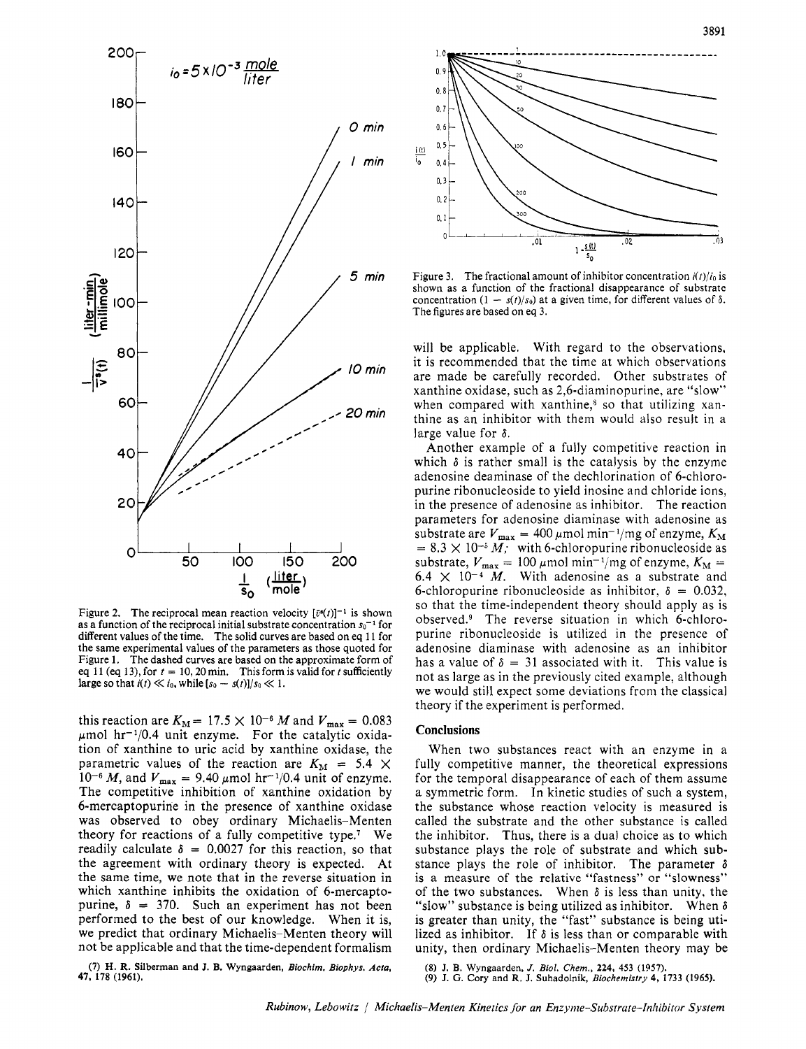Figure 2. The reciprocal mean reaction velocity $[\bar{v}^*(t)]^{-1}$ is shown as a function of the reciprocal initial substrate concentration $s_0^{-1}$ for different values of the time. The solid curves are based on eq 11 for the same experimental values of the parameters as those quoted for Figure 1. The dashed curves are based on the approximate form of eq 11 (eq 13), for $t$ = 10, 20 min. This form is valid for $t$ sufficiently large so that $i(t) \ll i_0$, while $[s_0 - s(t)]/s_0 \ll 1$.

this reaction are $K_M = 17.5 \times 10^{-6}$ $M$ and $V_{max} = 0.083$ $\mu$mol hr$^{-1}$/0.4 unit enzyme. For the catalytic oxidation of xanthine to uric acid by xanthine oxidase, the parametric values of the reaction are $K_M = 5.4 \times 10^{-6}$ $M$, and $V_{max} = 9.40$ $\mu$mol hr$^{-1}$/0.4 unit of enzyme. The competitive inhibition of xanthine oxidation by 6-mercaptopurine in the presence of xanthine oxidase was observed to obey ordinary Michaelis–Menten theory for reactions of a fully competitive type.[7] We readily calculate $\delta = 0.0027$ for this reaction, so that the agreement with ordinary theory is expected. At the same time, we note that in the reverse situation in which xanthine inhibits the oxidation of 6-mercaptopurine, $\delta = 370$. Such an experiment has not been performed to the best of our knowledge. When it is, we predict that ordinary Michaelis–Menten theory will not be applicable and that the time-dependent formalism

(7) H. R. Silberman and J. B. Wyngaarden, *Biochim. Biophys. Acta*, **47**, 178 (1961).

Figure 3. The fractional amount of inhibitor concentration $i(t)/i_0$ is shown as a function of the fractional disappearance of substrate concentration $(1 - s(t)/s_0)$ at a given time, for different values of $\delta$. The figures are based on eq 3.

will be applicable. With regard to the observations, it is recommended that the time at which observations are made be carefully recorded. Other substrates of xanthine oxidase, such as 2,6-diaminopurine, are "slow" when compared with xanthine,[8] so that utilizing xanthine as an inhibitor with them would also result in a large value for $\delta$.

Another example of a fully competitive reaction in which $\delta$ is rather small is the catalysis by the enzyme adenosine deaminase of the dechlorination of 6-chloropurine ribonucleoside to yield inosine and chloride ions, in the presence of adenosine as inhibitor. The reaction parameters for adenosine diaminase with adenosine as substrate are $V_{max} = 400$ $\mu$mol min$^{-1}$/mg of enzyme, $K_M = 8.3 \times 10^{-5}$ $M$; with 6-chloropurine ribonucleoside as substrate, $V_{max} = 100$ $\mu$mol min$^{-1}$/mg of enzyme, $K_M = 6.4 \times 10^{-4}$ $M$. With adenosine as a substrate and 6-chloropurine ribonucleoside as inhibitor, $\delta = 0.032$, so that the time-independent theory should apply as is observed.[9] The reverse situation in which 6-chloropurine ribonucleoside is utilized in the presence of adenosine diaminase with adenosine as an inhibitor has a value of $\delta = 31$ associated with it. This value is not as large as in the previously cited example, although we would still expect some deviations from the classical theory if the experiment is performed.

## Conclusions

When two substances react with an enzyme in a fully competitive manner, the theoretical expressions for the temporal disappearance of each of them assume a symmetric form. In kinetic studies of such a system, the substance whose reaction velocity is measured is called the substrate and the other substance is called the inhibitor. Thus, there is a dual choice as to which substance plays the role of substrate and which substance plays the role of inhibitor. The parameter $\delta$ is a measure of the relative "fastness" or "slowness" of the two substances. When $\delta$ is less than unity, the "slow" substance is being utilized as inhibitor. When $\delta$ is greater than unity, the "fast" substance is being utilized as inhibitor. If $\delta$ is less than or comparable with unity, then ordinary Michaelis–Menten theory may be

(8) J. B. Wyngaarden, *J. Biol. Chem.*, **224**, 453 (1957).

(9) J. G. Cory and R. J. Suhadolnik, *Biochemistry* **4**, 1733 (1965).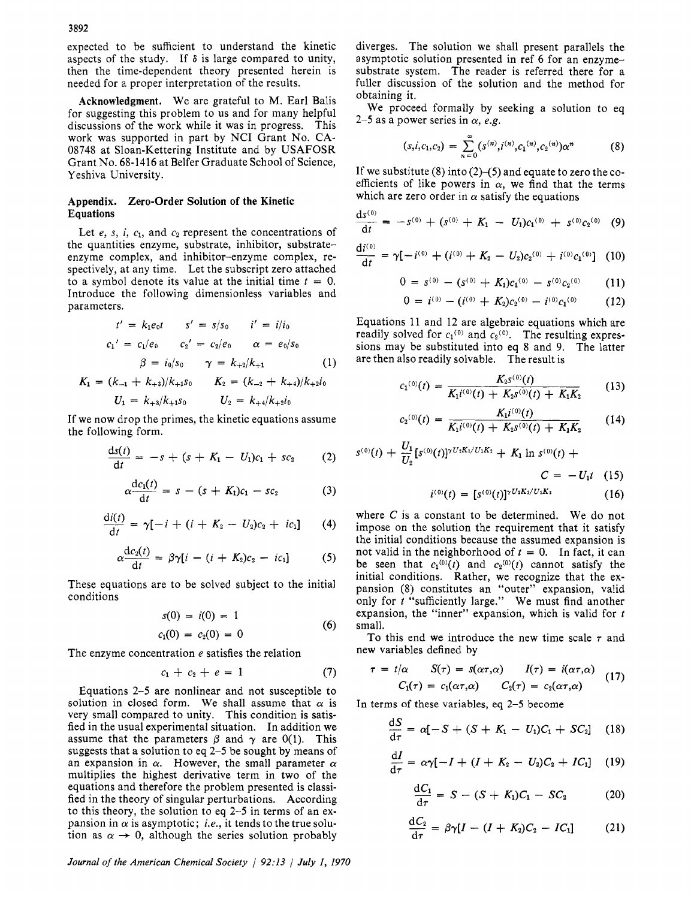expected to be sufficient to understand the kinetic aspects of the study. If $\delta$ is large compared to unity, then the time-dependent theory presented herein is needed for a proper interpretation of the results.

**Acknowledgment.** We are grateful to M. Earl Balis for suggesting this problem to us and for many helpful discussions of the work while it was in progress. This work was supported in part by NCI Grant No. CA-08748 at Sloan-Kettering Institute and by USAFOSR Grant No. 68-1416 at Belfer Graduate School of Science, Yeshiva University.

## Appendix. Zero-Order Solution of the Kinetic Equations

Let $e$, $s$, $i$, $c_1$, and $c_2$ represent the concentrations of the quantities enzyme, substrate, inhibitor, substrate–enzyme complex, and inhibitor–enzyme complex, respectively, at any time. Let the subscript zero attached to a symbol denote its value at the initial time $t = 0$. Introduce the following dimensionless variables and parameters.

$$
\begin{gathered}
t' = k_1 e_0 t \qquad s' = s/s_0 \qquad i' = i/i_0 \\
c_1' = c_1/e_0 \qquad c_2' = c_2/e_0 \qquad \alpha = e_0/s_0 \\
\beta = i_0/s_0 \qquad \gamma = k_{+2}/k_{+1} \\
K_1 = (k_{-1} + k_{+3})/k_{+1}s_0 \qquad K_2 = (k_{-2} + k_{+4})/k_{+2}i_0 \\
U_1 = k_{+3}/k_{+1}s_0 \qquad U_2 = k_{+4}/k_{+2}i_0
\end{gathered} \tag{1}
$$

If we now drop the primes, the kinetic equations assume the following form.

$$\frac{ds(t)}{dt} = -s + (s + K_1 - U_1)c_1 + sc_2 \tag{2}$$

$$\alpha\frac{dc_1(t)}{dt} = s - (s + K_1)c_1 - sc_2 \tag{3}$$

$$\frac{di(t)}{dt} = \gamma[-i + (i + K_2 - U_2)c_2 + ic_1] \tag{4}$$

$$\alpha\frac{dc_2(t)}{dt} = \beta\gamma[i - (i + K_2)c_2 - ic_1] \tag{5}$$

These equations are to be solved subject to the initial conditions

$$
\begin{gathered}
s(0) = i(0) = 1 \\
c_1(0) = c_2(0) = 0
\end{gathered} \tag{6}
$$

The enzyme concentration $e$ satisfies the relation

$$c_1 + c_2 + e = 1 \tag{7}$$

Equations 2–5 are nonlinear and not susceptible to solution in closed form. We shall assume that $\alpha$ is very small compared to unity. This condition is satisfied in the usual experimental situation. In addition we assume that the parameters $\beta$ and $\gamma$ are O(1). This suggests that a solution to eq 2–5 be sought by means of an expansion in $\alpha$. However, the small parameter $\alpha$ multiplies the highest derivative term in two of the equations and therefore the problem presented is classified in the theory of singular perturbations. According to this theory, the solution to eq 2–5 in terms of an expansion in $\alpha$ is asymptotic; *i.e.*, it tends to the true solution as $\alpha \rightarrow 0$, although the series solution probably diverges. The solution we shall present parallels the asymptotic solution presented in ref 6 for an enzyme–substrate system. The reader is referred there for a fuller discussion of the solution and the method for obtaining it.

We proceed formally by seeking a solution to eq 2–5 as a power series in $\alpha$, *e.g.*

$$(s,i,c_1,c_2) = \sum_{n=0}^{\infty}(s^{(n)},i^{(n)},c_1^{(n)},c_2^{(n)})\alpha^n \tag{8}$$

If we substitute (8) into (2)–(5) and equate to zero the coefficients of like powers in $\alpha$, we find that the terms which are zero order in $\alpha$ satisfy the equations

$$\frac{ds^{(0)}}{dt} = -s^{(0)} + (s^{(0)} + K_1 - U_1)c_1^{(0)} + s^{(0)}c_2^{(0)} \tag{9}$$

$$\frac{di^{(0)}}{dt} = \gamma[-i^{(0)} + (i^{(0)} + K_2 - U_2)c_2^{(0)} + i^{(0)}c_1^{(0)}] \tag{10}$$

$$0 = s^{(0)} - (s^{(0)} + K_1)c_1^{(0)} - s^{(0)}c_2^{(0)} \tag{11}$$

$$0 = i^{(0)} - (i^{(0)} + K_2)c_2^{(0)} - i^{(0)}c_1^{(0)} \tag{12}$$

Equations 11 and 12 are algebraic equations which are readily solved for $c_1^{(0)}$ and $c_2^{(0)}$. The resulting expressions may be substituted into eq 8 and 9. The latter are then also readily solvable. The result is

$$c_1^{(0)}(t) = \frac{K_2 s^{(0)}(t)}{K_1 i^{(0)}(t) + K_2 s^{(0)}(t) + K_1K_2} \tag{13}$$

$$c_2^{(0)}(t) = \frac{K_1 i^{(0)}(t)}{K_1 i^{(0)}(t) + K_2 s^{(0)}(t) + K_1K_2} \tag{14}$$

$$s^{(0)}(t) + \frac{U_1}{U_2}[s^{(0)}(t)]^{\gamma U_2K_1/U_1K_2} + K_1 \ln s^{(0)}(t) + C = -U_1 t \tag{15}$$

$$i^{(0)}(t) = [s^{(0)}(t)]^{\gamma U_2K_1/U_1K_2} \tag{16}$$

where $C$ is a constant to be determined. We do not impose on the solution the requirement that it satisfy the initial conditions because the assumed expansion is not valid in the neighborhood of $t = 0$. In fact, it can be seen that $c_1^{(0)}(t)$ and $c_2^{(0)}(t)$ cannot satisfy the initial conditions. Rather, we recognize that the expansion (8) constitutes an "outer" expansion, valid only for $t$ "sufficiently large." We must find another expansion, the "inner" expansion, which is valid for $t$ small.

To this end we introduce the new time scale $\tau$ and new variables defined by

$$
\begin{gathered}
\tau = t/\alpha \qquad S(\tau) = s(\alpha\tau,\alpha) \qquad I(\tau) = i(\alpha\tau,\alpha) \\
C_1(\tau) = c_1(\alpha\tau,\alpha) \qquad C_2(\tau) = c_2(\alpha\tau,\alpha)
\end{gathered} \tag{17}
$$

In terms of these variables, eq 2–5 become

$$\frac{dS}{d\tau} = \alpha[-S + (S + K_1 - U_1)C_1 + SC_2] \tag{18}$$

$$\frac{dI}{d\tau} = \alpha\gamma[-I + (I + K_2 - U_2)C_2 + IC_1] \tag{19}$$

$$\frac{dC_1}{d\tau} = S - (S + K_1)C_1 - SC_2 \tag{20}$$

$$\frac{dC_2}{d\tau} = \beta\gamma[I - (I + K_2)C_2 - IC_1] \tag{21}$$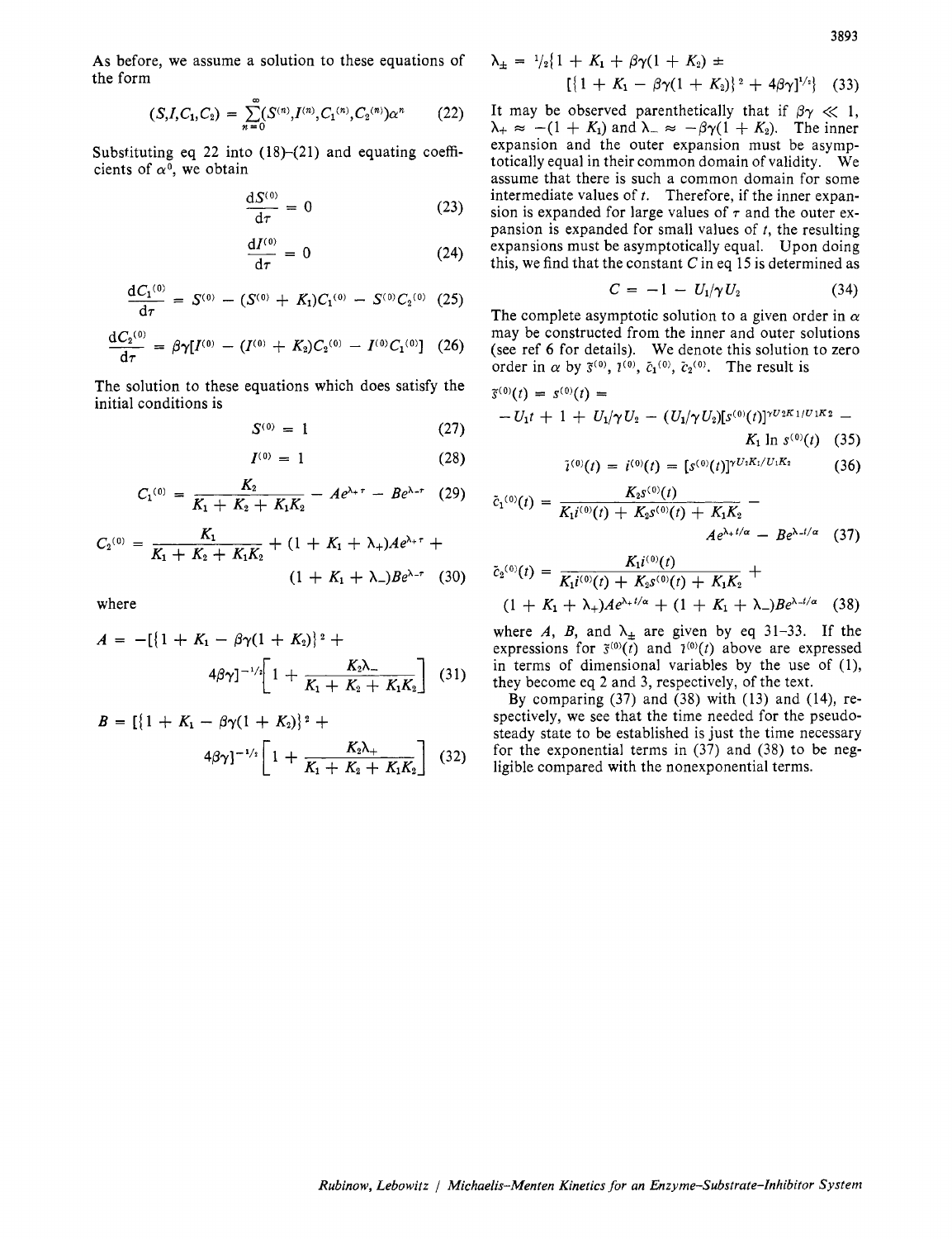As before, we assume a solution to these equations of the form

$$(S,I,C_1,C_2) = \sum_{n=0}^{\infty}(S^{(n)},I^{(n)},C_1^{(n)},C_2^{(n)})\alpha^n \quad (22)$$

Substituting eq 22 into (18)–(21) and equating coefficients of $\alpha^0$, we obtain

$$\frac{dS^{(0)}}{d\tau} = 0 \quad (23)$$

$$\frac{dI^{(0)}}{d\tau} = 0 \quad (24)$$

$$\frac{dC_1^{(0)}}{d\tau} = S^{(0)} - (S^{(0)} + K_1)C_1^{(0)} - S^{(0)}C_2^{(0)} \quad (25)$$

$$\frac{dC_2^{(0)}}{d\tau} = \beta\gamma[I^{(0)} - (I^{(0)} + K_2)C_2^{(0)} - I^{(0)}C_1^{(0)}] \quad (26)$$

The solution to these equations which does satisfy the initial conditions is

$$S^{(0)} = 1 \quad (27)$$

$$I^{(0)} = 1 \quad (28)$$

$$C_1^{(0)} = \frac{K_2}{K_1 + K_2 + K_1K_2} - Ae^{\lambda_+\tau} - Be^{\lambda_-\tau} \quad (29)$$

$$C_2^{(0)} = \frac{K_1}{K_1 + K_2 + K_1K_2} + (1 + K_1 + \lambda_+)Ae^{\lambda_+\tau} + (1 + K_1 + \lambda_-)Be^{\lambda_-\tau} \quad (30)$$

where

$$A = -[\{1 + K_1 - \beta\gamma(1 + K_2)\}^2 + 4\beta\gamma]^{-1/2}\left[1 + \frac{K_2\lambda_-}{K_1 + K_2 + K_1K_2}\right] \quad (31)$$

$$B = [\{1 + K_1 - \beta\gamma(1 + K_2)\}^2 + 4\beta\gamma]^{-1/2}\left[1 + \frac{K_2\lambda_+}{K_1 + K_2 + K_1K_2}\right] \quad (32)$$

$$\lambda_\pm = {}^1/_2\{1 + K_1 + \beta\gamma(1 + K_2) \pm [\{1 + K_1 - \beta\gamma(1 + K_2)\}^2 + 4\beta\gamma]^{1/2}\} \quad (33)$$

It may be observed parenthetically that if $\beta\gamma \ll 1$, $\lambda_+ \approx -(1 + K_1)$ and $\lambda_- \approx -\beta\gamma(1 + K_2)$. The inner expansion and the outer expansion must be asymptotically equal in their common domain of validity. We assume that there is such a common domain for some intermediate values of $t$. Therefore, if the inner expansion is expanded for large values of $\tau$ and the outer expansion is expanded for small values of $t$, the resulting expansions must be asymptotically equal. Upon doing this, we find that the constant $C$ in eq 15 is determined as

$$C = -1 - U_1/\gamma U_2 \quad (34)$$

The complete asymptotic solution to a given order in $\alpha$ may be constructed from the inner and outer solutions (see ref 6 for details). We denote this solution to zero order in $\alpha$ by $\bar{s}^{(0)}$, $\bar{\imath}^{(0)}$, $\bar{c}_1^{(0)}$, $\bar{c}_2^{(0)}$. The result is

$$\bar{s}^{(0)}(t) = s^{(0)}(t) = -U_1t + 1 + U_1/\gamma U_2 - (U_1/\gamma U_2)[s^{(0)}(t)]^{\gamma U_2K_1/U_1K_2} - K_1 \ln s^{(0)}(t) \quad (35)$$

$$\bar{\imath}^{(0)}(t) = i^{(0)}(t) = [s^{(0)}(t)]^{\gamma U_2K_1/U_1K_2} \quad (36)$$

$$\bar{c}_1^{(0)}(t) = \frac{K_2s^{(0)}(t)}{K_1i^{(0)}(t) + K_2s^{(0)}(t) + K_1K_2} - Ae^{\lambda_+t/\alpha} - Be^{\lambda_-t/\alpha} \quad (37)$$

$$\bar{c}_2^{(0)}(t) = \frac{K_1i^{(0)}(t)}{K_1i^{(0)}(t) + K_2s^{(0)}(t) + K_1K_2} + (1 + K_1 + \lambda_+)Ae^{\lambda_+t/\alpha} + (1 + K_1 + \lambda_-)Be^{\lambda_-t/\alpha} \quad (38)$$

where $A$, $B$, and $\lambda_\pm$ are given by eq 31–33. If the expressions for $\bar{s}^{(0)}(t)$ and $\bar{\imath}^{(0)}(t)$ above are expressed in terms of dimensional variables by the use of (1), they become eq 2 and 3, respectively, of the text.

By comparing (37) and (38) with (13) and (14), respectively, we see that the time needed for the pseudo-steady state to be established is just the time necessary for the exponential terms in (37) and (38) to be negligible compared with the nonexponential terms.